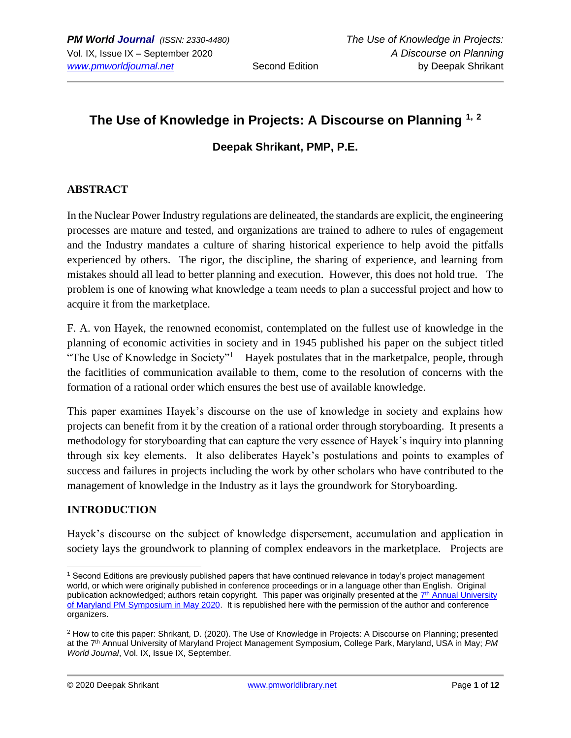# The Use of Knowledge in Projects: A Discourse on Planning [1, 2]

**Deepak Shrikant, PMP, P.E.**

## ABSTRACT

In the Nuclear Power Industry regulations are delineated, the standards are explicit, the engineering processes are mature and tested, and organizations are trained to adhere to rules of engagement and the Industry mandates a culture of sharing historical experience to help avoid the pitfalls experienced by others. The rigor, the discipline, the sharing of experience, and learning from mistakes should all lead to better planning and execution. However, this does not hold true. The problem is one of knowing what knowledge a team needs to plan a successful project and how to acquire it from the marketplace.

F. A. von Hayek, the renowned economist, contemplated on the fullest use of knowledge in the planning of economic activities in society and in 1945 published his paper on the subject titled "The Use of Knowledge in Society"[1] Hayek postulates that in the marketpalce, people, through the facitlities of communication available to them, come to the resolution of concerns with the formation of a rational order which ensures the best use of available knowledge.

This paper examines Hayek's discourse on the use of knowledge in society and explains how projects can benefit from it by the creation of a rational order through storyboarding. It presents a methodology for storyboarding that can capture the very essence of Hayek's inquiry into planning through six key elements. It also deliberates Hayek's postulations and points to examples of success and failures in projects including the work by other scholars who have contributed to the management of knowledge in the Industry as it lays the groundwork for Storyboarding.

## INTRODUCTION

Hayek's discourse on the subject of knowledge dispersement, accumulation and application in society lays the groundwork to planning of complex endeavors in the marketplace. Projects are

---

[1] Second Editions are previously published papers that have continued relevance in today's project management world, or which were originally published in conference proceedings or in a language other than English. Original publication acknowledged; authors retain copyright. This paper was originally presented at the 7th Annual University of Maryland PM Symposium in May 2020. It is republished here with the permission of the author and conference organizers.

[2] How to cite this paper: Shrikant, D. (2020). The Use of Knowledge in Projects: A Discourse on Planning; presented at the 7th Annual University of Maryland Project Management Symposium, College Park, Maryland, USA in May; *PM World Journal*, Vol. IX, Issue IX, September.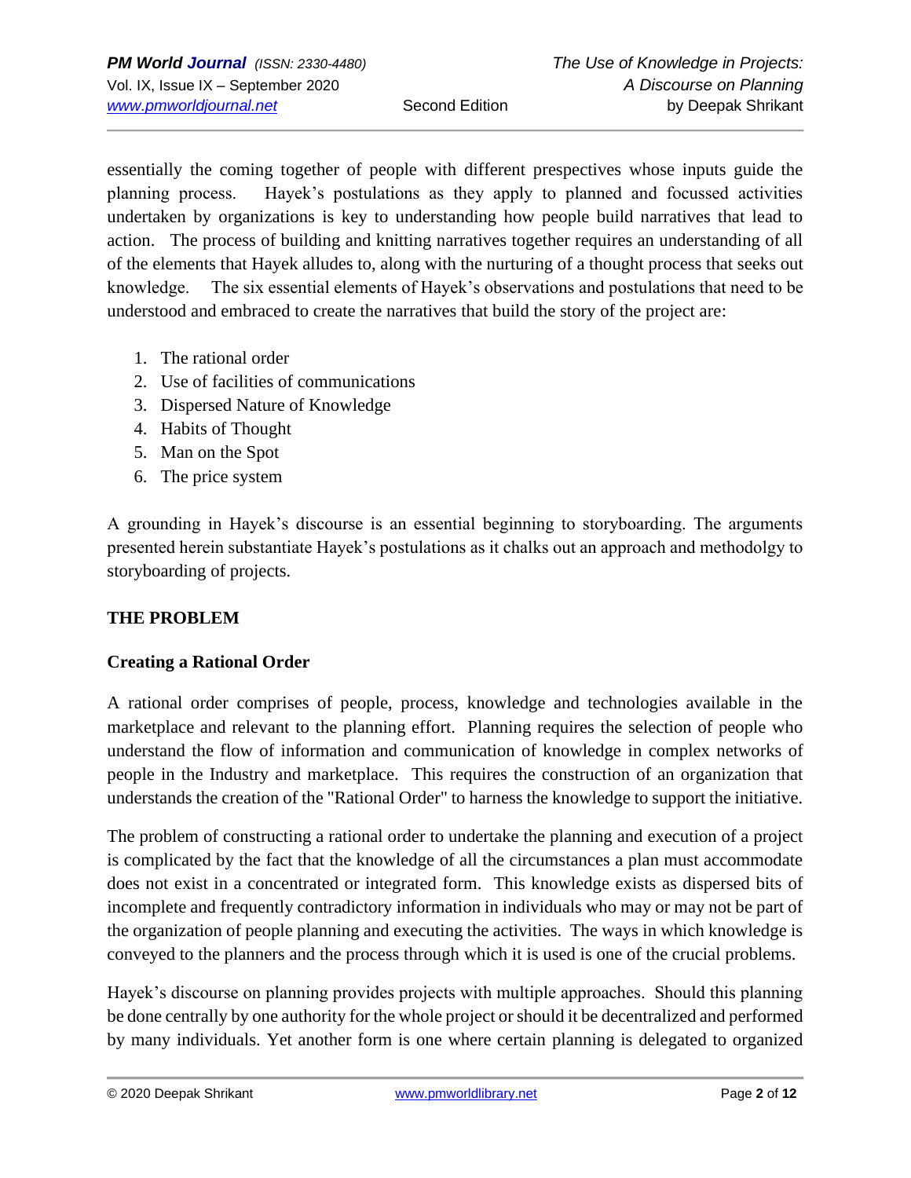essentially the coming together of people with different prespectives whose inputs guide the planning process. Hayek's postulations as they apply to planned and focussed activities undertaken by organizations is key to understanding how people build narratives that lead to action. The process of building and knitting narratives together requires an understanding of all of the elements that Hayek alludes to, along with the nurturing of a thought process that seeks out knowledge. The six essential elements of Hayek's observations and postulations that need to be understood and embraced to create the narratives that build the story of the project are:

1. The rational order
2. Use of facilities of communications
3. Dispersed Nature of Knowledge
4. Habits of Thought
5. Man on the Spot
6. The price system

A grounding in Hayek's discourse is an essential beginning to storyboarding. The arguments presented herein substantiate Hayek's postulations as it chalks out an approach and methodolgy to storyboarding of projects.

## THE PROBLEM

### Creating a Rational Order

A rational order comprises of people, process, knowledge and technologies available in the marketplace and relevant to the planning effort. Planning requires the selection of people who understand the flow of information and communication of knowledge in complex networks of people in the Industry and marketplace. This requires the construction of an organization that understands the creation of the "Rational Order" to harness the knowledge to support the initiative.

The problem of constructing a rational order to undertake the planning and execution of a project is complicated by the fact that the knowledge of all the circumstances a plan must accommodate does not exist in a concentrated or integrated form. This knowledge exists as dispersed bits of incomplete and frequently contradictory information in individuals who may or may not be part of the organization of people planning and executing the activities. The ways in which knowledge is conveyed to the planners and the process through which it is used is one of the crucial problems.

Hayek's discourse on planning provides projects with multiple approaches. Should this planning be done centrally by one authority for the whole project or should it be decentralized and performed by many individuals. Yet another form is one where certain planning is delegated to organized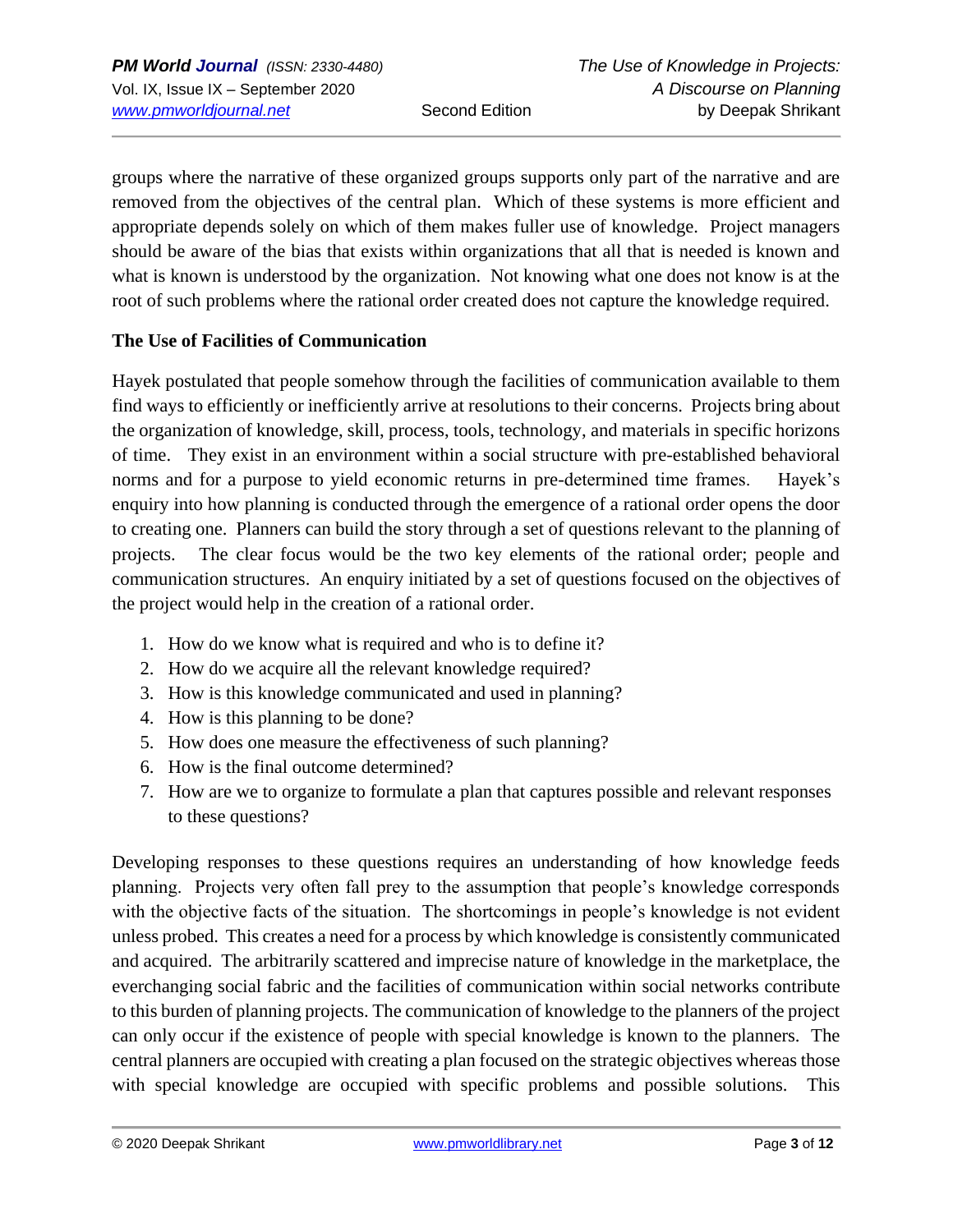groups where the narrative of these organized groups supports only part of the narrative and are removed from the objectives of the central plan. Which of these systems is more efficient and appropriate depends solely on which of them makes fuller use of knowledge. Project managers should be aware of the bias that exists within organizations that all that is needed is known and what is known is understood by the organization. Not knowing what one does not know is at the root of such problems where the rational order created does not capture the knowledge required.

**The Use of Facilities of Communication**

Hayek postulated that people somehow through the facilities of communication available to them find ways to efficiently or inefficiently arrive at resolutions to their concerns. Projects bring about the organization of knowledge, skill, process, tools, technology, and materials in specific horizons of time. They exist in an environment within a social structure with pre-established behavioral norms and for a purpose to yield economic returns in pre-determined time frames. Hayek's enquiry into how planning is conducted through the emergence of a rational order opens the door to creating one. Planners can build the story through a set of questions relevant to the planning of projects. The clear focus would be the two key elements of the rational order; people and communication structures. An enquiry initiated by a set of questions focused on the objectives of the project would help in the creation of a rational order.

1. How do we know what is required and who is to define it?
2. How do we acquire all the relevant knowledge required?
3. How is this knowledge communicated and used in planning?
4. How is this planning to be done?
5. How does one measure the effectiveness of such planning?
6. How is the final outcome determined?
7. How are we to organize to formulate a plan that captures possible and relevant responses to these questions?

Developing responses to these questions requires an understanding of how knowledge feeds planning. Projects very often fall prey to the assumption that people's knowledge corresponds with the objective facts of the situation. The shortcomings in people's knowledge is not evident unless probed. This creates a need for a process by which knowledge is consistently communicated and acquired. The arbitrarily scattered and imprecise nature of knowledge in the marketplace, the everchanging social fabric and the facilities of communication within social networks contribute to this burden of planning projects. The communication of knowledge to the planners of the project can only occur if the existence of people with special knowledge is known to the planners. The central planners are occupied with creating a plan focused on the strategic objectives whereas those with special knowledge are occupied with specific problems and possible solutions. This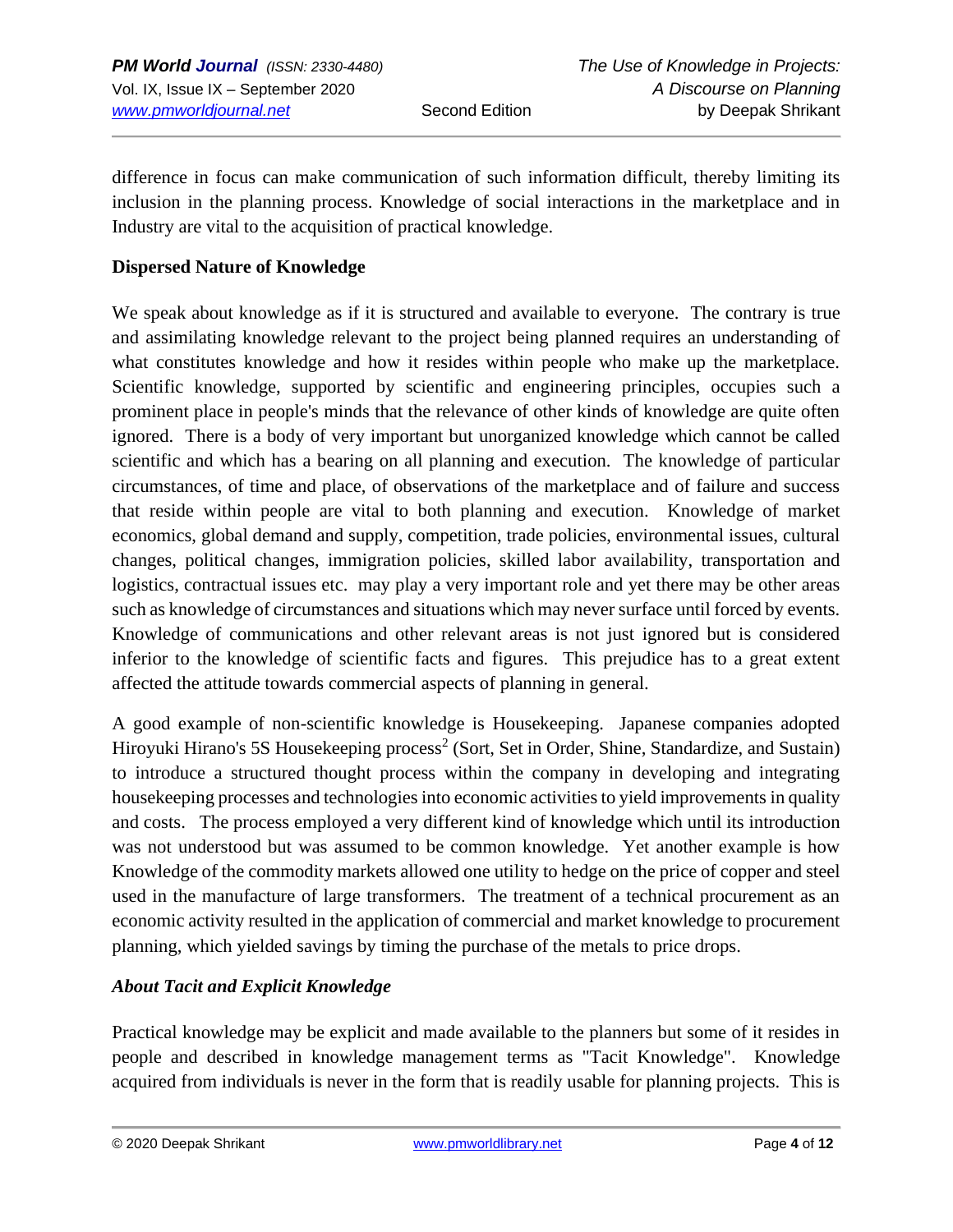difference in focus can make communication of such information difficult, thereby limiting its inclusion in the planning process. Knowledge of social interactions in the marketplace and in Industry are vital to the acquisition of practical knowledge.

**Dispersed Nature of Knowledge**

We speak about knowledge as if it is structured and available to everyone. The contrary is true and assimilating knowledge relevant to the project being planned requires an understanding of what constitutes knowledge and how it resides within people who make up the marketplace. Scientific knowledge, supported by scientific and engineering principles, occupies such a prominent place in people's minds that the relevance of other kinds of knowledge are quite often ignored. There is a body of very important but unorganized knowledge which cannot be called scientific and which has a bearing on all planning and execution. The knowledge of particular circumstances, of time and place, of observations of the marketplace and of failure and success that reside within people are vital to both planning and execution. Knowledge of market economics, global demand and supply, competition, trade policies, environmental issues, cultural changes, political changes, immigration policies, skilled labor availability, transportation and logistics, contractual issues etc. may play a very important role and yet there may be other areas such as knowledge of circumstances and situations which may never surface until forced by events. Knowledge of communications and other relevant areas is not just ignored but is considered inferior to the knowledge of scientific facts and figures. This prejudice has to a great extent affected the attitude towards commercial aspects of planning in general.

A good example of non-scientific knowledge is Housekeeping. Japanese companies adopted Hiroyuki Hirano's 5S Housekeeping process[2] (Sort, Set in Order, Shine, Standardize, and Sustain) to introduce a structured thought process within the company in developing and integrating housekeeping processes and technologies into economic activities to yield improvements in quality and costs. The process employed a very different kind of knowledge which until its introduction was not understood but was assumed to be common knowledge. Yet another example is how Knowledge of the commodity markets allowed one utility to hedge on the price of copper and steel used in the manufacture of large transformers. The treatment of a technical procurement as an economic activity resulted in the application of commercial and market knowledge to procurement planning, which yielded savings by timing the purchase of the metals to price drops.

***About Tacit and Explicit Knowledge***

Practical knowledge may be explicit and made available to the planners but some of it resides in people and described in knowledge management terms as "Tacit Knowledge". Knowledge acquired from individuals is never in the form that is readily usable for planning projects. This is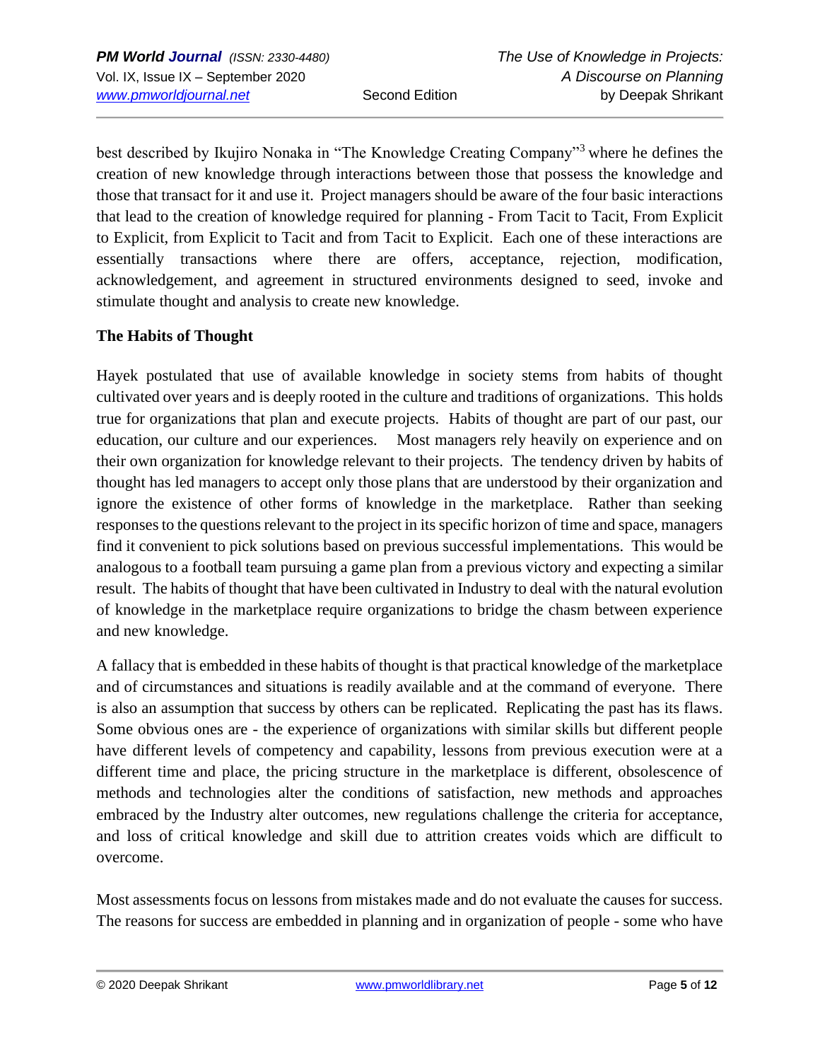best described by Ikujiro Nonaka in "The Knowledge Creating Company"[3] where he defines the creation of new knowledge through interactions between those that possess the knowledge and those that transact for it and use it. Project managers should be aware of the four basic interactions that lead to the creation of knowledge required for planning - From Tacit to Tacit, From Explicit to Explicit, from Explicit to Tacit and from Tacit to Explicit. Each one of these interactions are essentially transactions where there are offers, acceptance, rejection, modification, acknowledgement, and agreement in structured environments designed to seed, invoke and stimulate thought and analysis to create new knowledge.

**The Habits of Thought**

Hayek postulated that use of available knowledge in society stems from habits of thought cultivated over years and is deeply rooted in the culture and traditions of organizations. This holds true for organizations that plan and execute projects. Habits of thought are part of our past, our education, our culture and our experiences. Most managers rely heavily on experience and on their own organization for knowledge relevant to their projects. The tendency driven by habits of thought has led managers to accept only those plans that are understood by their organization and ignore the existence of other forms of knowledge in the marketplace. Rather than seeking responses to the questions relevant to the project in its specific horizon of time and space, managers find it convenient to pick solutions based on previous successful implementations. This would be analogous to a football team pursuing a game plan from a previous victory and expecting a similar result. The habits of thought that have been cultivated in Industry to deal with the natural evolution of knowledge in the marketplace require organizations to bridge the chasm between experience and new knowledge.

A fallacy that is embedded in these habits of thought is that practical knowledge of the marketplace and of circumstances and situations is readily available and at the command of everyone. There is also an assumption that success by others can be replicated. Replicating the past has its flaws. Some obvious ones are - the experience of organizations with similar skills but different people have different levels of competency and capability, lessons from previous execution were at a different time and place, the pricing structure in the marketplace is different, obsolescence of methods and technologies alter the conditions of satisfaction, new methods and approaches embraced by the Industry alter outcomes, new regulations challenge the criteria for acceptance, and loss of critical knowledge and skill due to attrition creates voids which are difficult to overcome.

Most assessments focus on lessons from mistakes made and do not evaluate the causes for success. The reasons for success are embedded in planning and in organization of people - some who have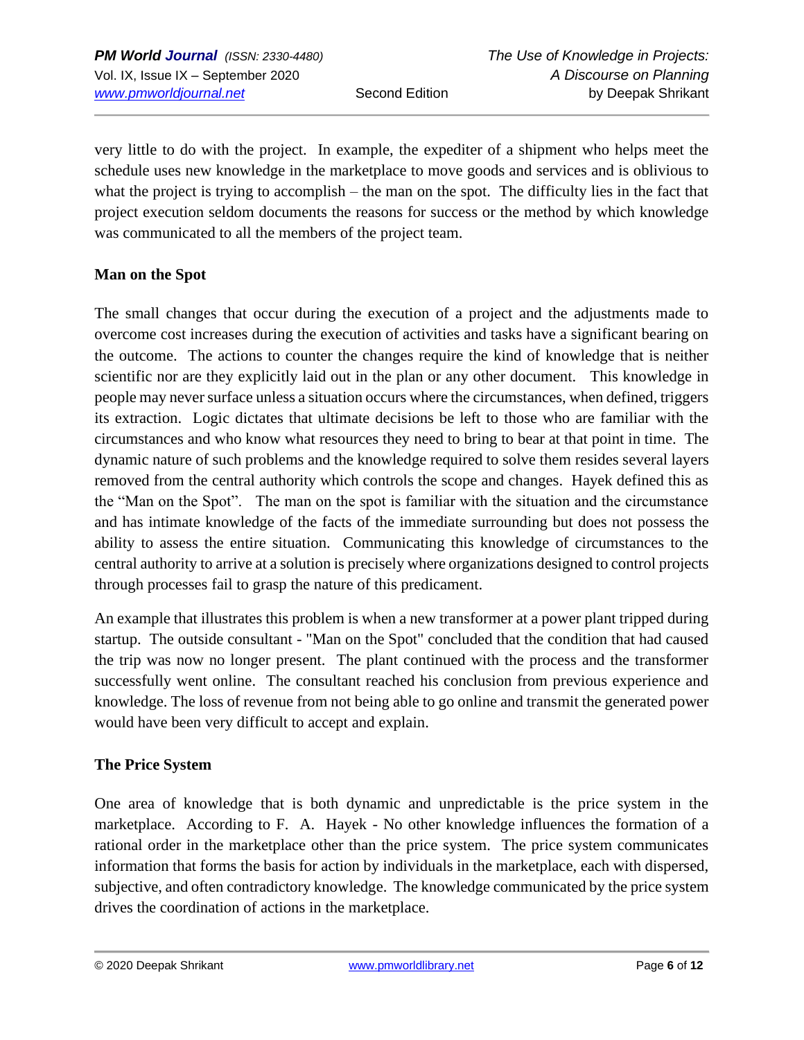very little to do with the project. In example, the expediter of a shipment who helps meet the schedule uses new knowledge in the marketplace to move goods and services and is oblivious to what the project is trying to accomplish – the man on the spot. The difficulty lies in the fact that project execution seldom documents the reasons for success or the method by which knowledge was communicated to all the members of the project team.

**Man on the Spot**

The small changes that occur during the execution of a project and the adjustments made to overcome cost increases during the execution of activities and tasks have a significant bearing on the outcome. The actions to counter the changes require the kind of knowledge that is neither scientific nor are they explicitly laid out in the plan or any other document. This knowledge in people may never surface unless a situation occurs where the circumstances, when defined, triggers its extraction. Logic dictates that ultimate decisions be left to those who are familiar with the circumstances and who know what resources they need to bring to bear at that point in time. The dynamic nature of such problems and the knowledge required to solve them resides several layers removed from the central authority which controls the scope and changes. Hayek defined this as the "Man on the Spot". The man on the spot is familiar with the situation and the circumstance and has intimate knowledge of the facts of the immediate surrounding but does not possess the ability to assess the entire situation. Communicating this knowledge of circumstances to the central authority to arrive at a solution is precisely where organizations designed to control projects through processes fail to grasp the nature of this predicament.

An example that illustrates this problem is when a new transformer at a power plant tripped during startup. The outside consultant - "Man on the Spot" concluded that the condition that had caused the trip was now no longer present. The plant continued with the process and the transformer successfully went online. The consultant reached his conclusion from previous experience and knowledge. The loss of revenue from not being able to go online and transmit the generated power would have been very difficult to accept and explain.

**The Price System**

One area of knowledge that is both dynamic and unpredictable is the price system in the marketplace. According to F. A. Hayek - No other knowledge influences the formation of a rational order in the marketplace other than the price system. The price system communicates information that forms the basis for action by individuals in the marketplace, each with dispersed, subjective, and often contradictory knowledge. The knowledge communicated by the price system drives the coordination of actions in the marketplace.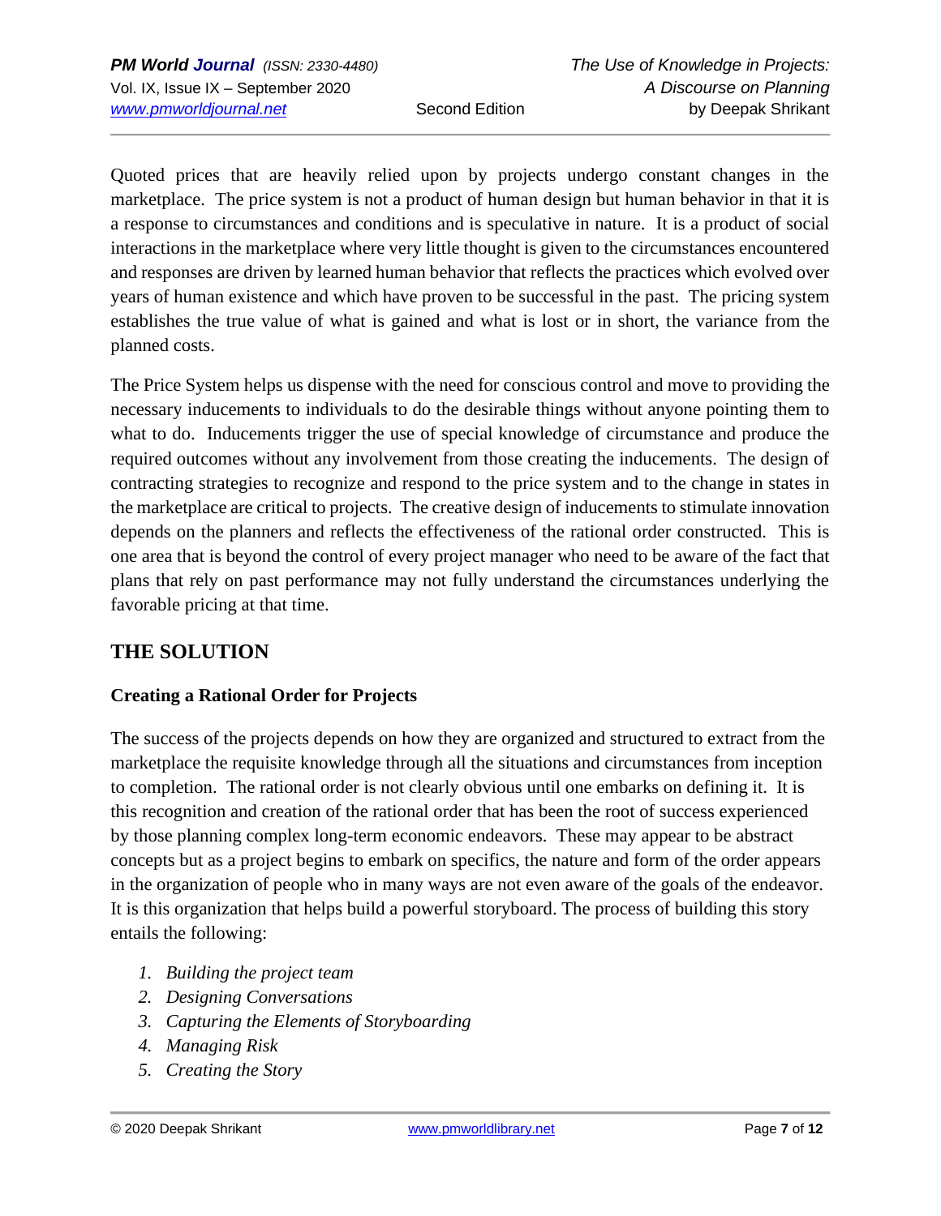Quoted prices that are heavily relied upon by projects undergo constant changes in the marketplace. The price system is not a product of human design but human behavior in that it is a response to circumstances and conditions and is speculative in nature. It is a product of social interactions in the marketplace where very little thought is given to the circumstances encountered and responses are driven by learned human behavior that reflects the practices which evolved over years of human existence and which have proven to be successful in the past. The pricing system establishes the true value of what is gained and what is lost or in short, the variance from the planned costs.

The Price System helps us dispense with the need for conscious control and move to providing the necessary inducements to individuals to do the desirable things without anyone pointing them to what to do. Inducements trigger the use of special knowledge of circumstance and produce the required outcomes without any involvement from those creating the inducements. The design of contracting strategies to recognize and respond to the price system and to the change in states in the marketplace are critical to projects. The creative design of inducements to stimulate innovation depends on the planners and reflects the effectiveness of the rational order constructed. This is one area that is beyond the control of every project manager who need to be aware of the fact that plans that rely on past performance may not fully understand the circumstances underlying the favorable pricing at that time.

## THE SOLUTION

### Creating a Rational Order for Projects

The success of the projects depends on how they are organized and structured to extract from the marketplace the requisite knowledge through all the situations and circumstances from inception to completion. The rational order is not clearly obvious until one embarks on defining it. It is this recognition and creation of the rational order that has been the root of success experienced by those planning complex long-term economic endeavors. These may appear to be abstract concepts but as a project begins to embark on specifics, the nature and form of the order appears in the organization of people who in many ways are not even aware of the goals of the endeavor. It is this organization that helps build a powerful storyboard. The process of building this story entails the following:

1. *Building the project team*
2. *Designing Conversations*
3. *Capturing the Elements of Storyboarding*
4. *Managing Risk*
5. *Creating the Story*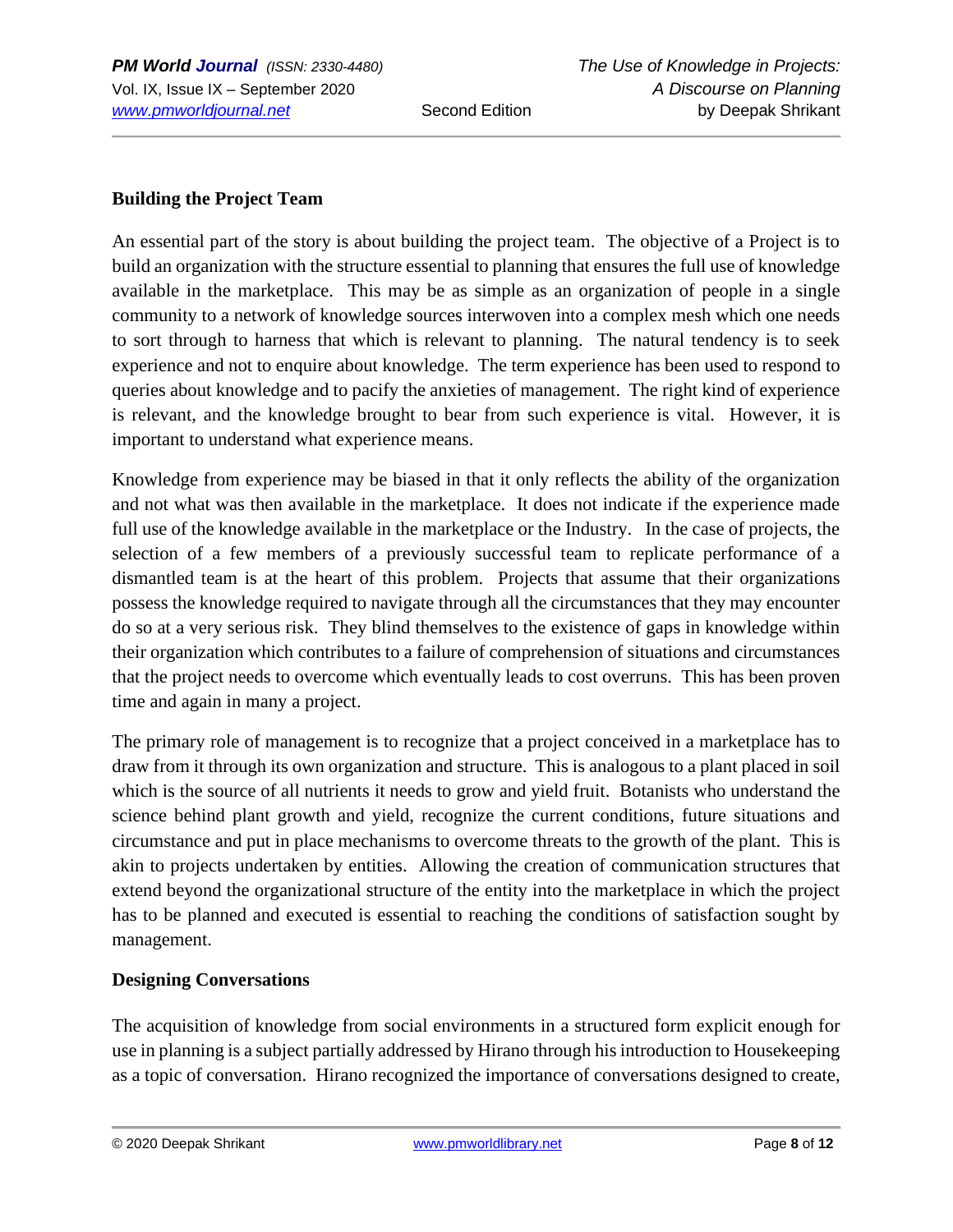**Building the Project Team**

An essential part of the story is about building the project team. The objective of a Project is to build an organization with the structure essential to planning that ensures the full use of knowledge available in the marketplace. This may be as simple as an organization of people in a single community to a network of knowledge sources interwoven into a complex mesh which one needs to sort through to harness that which is relevant to planning. The natural tendency is to seek experience and not to enquire about knowledge. The term experience has been used to respond to queries about knowledge and to pacify the anxieties of management. The right kind of experience is relevant, and the knowledge brought to bear from such experience is vital. However, it is important to understand what experience means.

Knowledge from experience may be biased in that it only reflects the ability of the organization and not what was then available in the marketplace. It does not indicate if the experience made full use of the knowledge available in the marketplace or the Industry. In the case of projects, the selection of a few members of a previously successful team to replicate performance of a dismantled team is at the heart of this problem. Projects that assume that their organizations possess the knowledge required to navigate through all the circumstances that they may encounter do so at a very serious risk. They blind themselves to the existence of gaps in knowledge within their organization which contributes to a failure of comprehension of situations and circumstances that the project needs to overcome which eventually leads to cost overruns. This has been proven time and again in many a project.

The primary role of management is to recognize that a project conceived in a marketplace has to draw from it through its own organization and structure. This is analogous to a plant placed in soil which is the source of all nutrients it needs to grow and yield fruit. Botanists who understand the science behind plant growth and yield, recognize the current conditions, future situations and circumstance and put in place mechanisms to overcome threats to the growth of the plant. This is akin to projects undertaken by entities. Allowing the creation of communication structures that extend beyond the organizational structure of the entity into the marketplace in which the project has to be planned and executed is essential to reaching the conditions of satisfaction sought by management.

**Designing Conversations**

The acquisition of knowledge from social environments in a structured form explicit enough for use in planning is a subject partially addressed by Hirano through his introduction to Housekeeping as a topic of conversation. Hirano recognized the importance of conversations designed to create,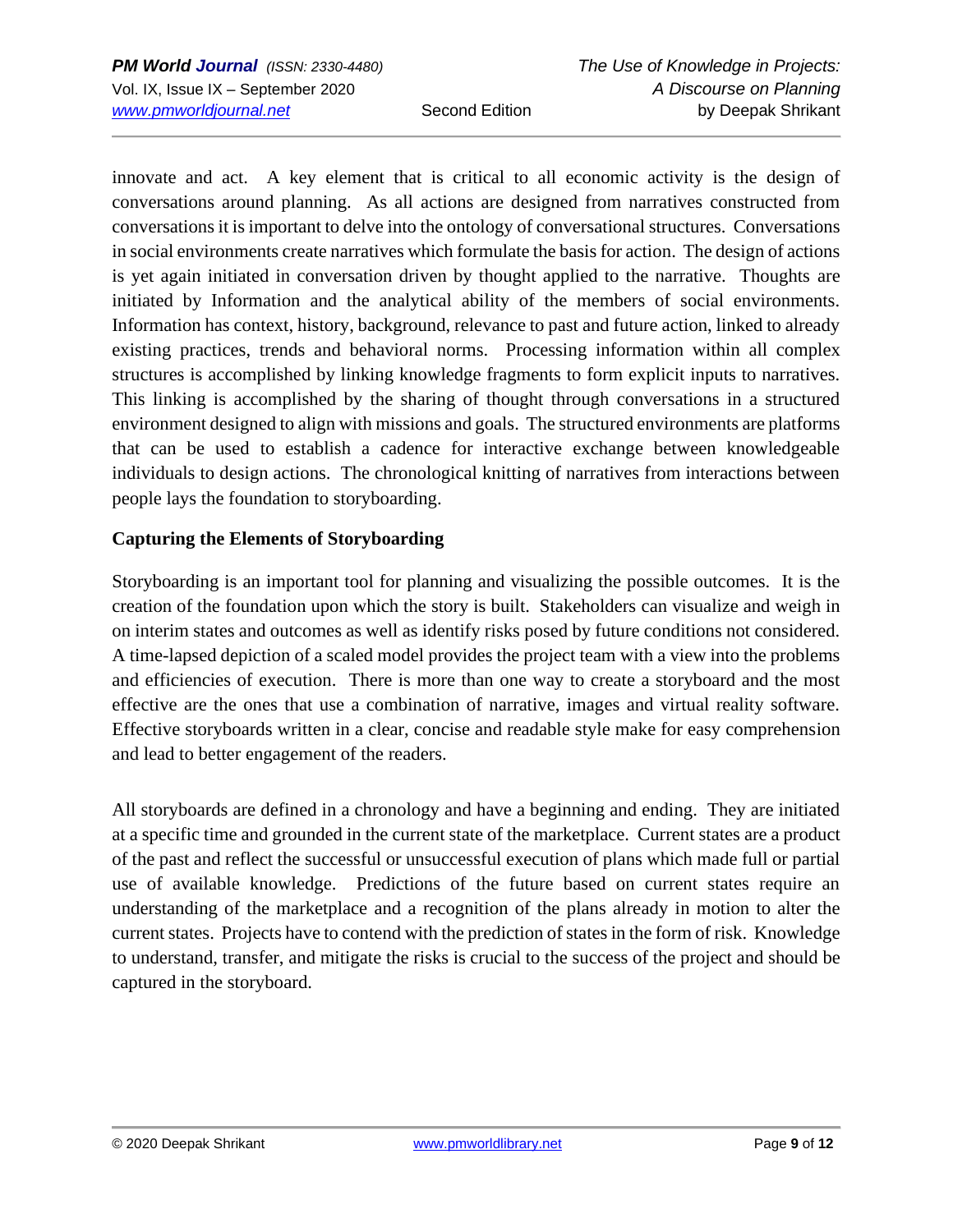innovate and act. A key element that is critical to all economic activity is the design of conversations around planning. As all actions are designed from narratives constructed from conversations it is important to delve into the ontology of conversational structures. Conversations in social environments create narratives which formulate the basis for action. The design of actions is yet again initiated in conversation driven by thought applied to the narrative. Thoughts are initiated by Information and the analytical ability of the members of social environments. Information has context, history, background, relevance to past and future action, linked to already existing practices, trends and behavioral norms. Processing information within all complex structures is accomplished by linking knowledge fragments to form explicit inputs to narratives. This linking is accomplished by the sharing of thought through conversations in a structured environment designed to align with missions and goals. The structured environments are platforms that can be used to establish a cadence for interactive exchange between knowledgeable individuals to design actions. The chronological knitting of narratives from interactions between people lays the foundation to storyboarding.

## Capturing the Elements of Storyboarding

Storyboarding is an important tool for planning and visualizing the possible outcomes. It is the creation of the foundation upon which the story is built. Stakeholders can visualize and weigh in on interim states and outcomes as well as identify risks posed by future conditions not considered. A time-lapsed depiction of a scaled model provides the project team with a view into the problems and efficiencies of execution. There is more than one way to create a storyboard and the most effective are the ones that use a combination of narrative, images and virtual reality software. Effective storyboards written in a clear, concise and readable style make for easy comprehension and lead to better engagement of the readers.

All storyboards are defined in a chronology and have a beginning and ending. They are initiated at a specific time and grounded in the current state of the marketplace. Current states are a product of the past and reflect the successful or unsuccessful execution of plans which made full or partial use of available knowledge. Predictions of the future based on current states require an understanding of the marketplace and a recognition of the plans already in motion to alter the current states. Projects have to contend with the prediction of states in the form of risk. Knowledge to understand, transfer, and mitigate the risks is crucial to the success of the project and should be captured in the storyboard.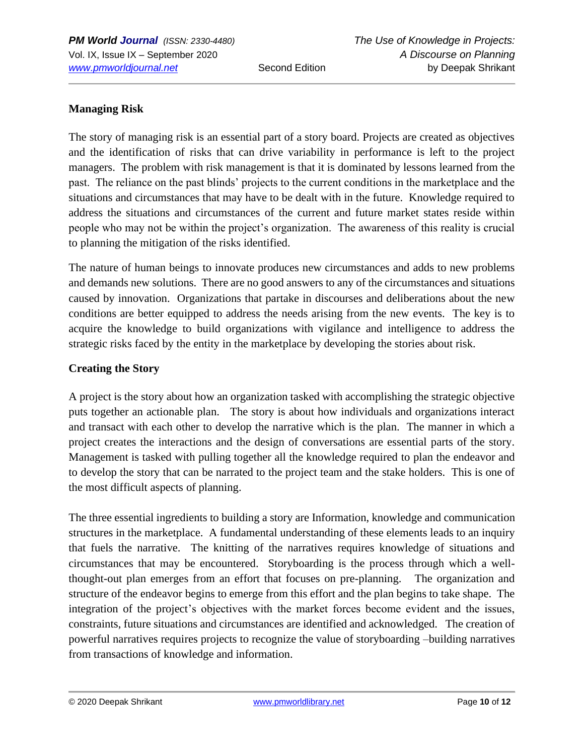## Managing Risk

The story of managing risk is an essential part of a story board. Projects are created as objectives and the identification of risks that can drive variability in performance is left to the project managers. The problem with risk management is that it is dominated by lessons learned from the past. The reliance on the past blinds' projects to the current conditions in the marketplace and the situations and circumstances that may have to be dealt with in the future. Knowledge required to address the situations and circumstances of the current and future market states reside within people who may not be within the project's organization. The awareness of this reality is crucial to planning the mitigation of the risks identified.

The nature of human beings to innovate produces new circumstances and adds to new problems and demands new solutions. There are no good answers to any of the circumstances and situations caused by innovation. Organizations that partake in discourses and deliberations about the new conditions are better equipped to address the needs arising from the new events. The key is to acquire the knowledge to build organizations with vigilance and intelligence to address the strategic risks faced by the entity in the marketplace by developing the stories about risk.

## Creating the Story

A project is the story about how an organization tasked with accomplishing the strategic objective puts together an actionable plan. The story is about how individuals and organizations interact and transact with each other to develop the narrative which is the plan. The manner in which a project creates the interactions and the design of conversations are essential parts of the story. Management is tasked with pulling together all the knowledge required to plan the endeavor and to develop the story that can be narrated to the project team and the stake holders. This is one of the most difficult aspects of planning.

The three essential ingredients to building a story are Information, knowledge and communication structures in the marketplace. A fundamental understanding of these elements leads to an inquiry that fuels the narrative. The knitting of the narratives requires knowledge of situations and circumstances that may be encountered. Storyboarding is the process through which a well-thought-out plan emerges from an effort that focuses on pre-planning. The organization and structure of the endeavor begins to emerge from this effort and the plan begins to take shape. The integration of the project's objectives with the market forces become evident and the issues, constraints, future situations and circumstances are identified and acknowledged. The creation of powerful narratives requires projects to recognize the value of storyboarding –building narratives from transactions of knowledge and information.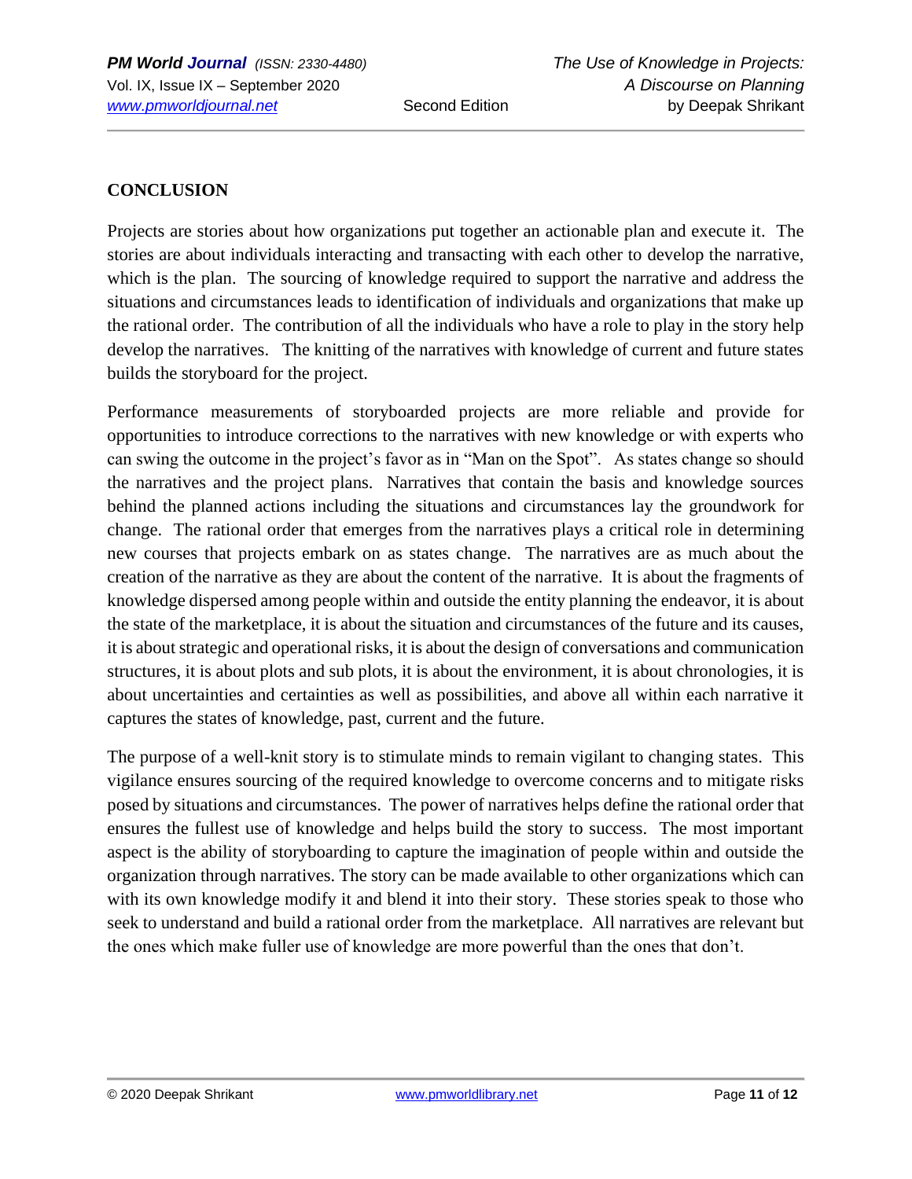## CONCLUSION

Projects are stories about how organizations put together an actionable plan and execute it. The stories are about individuals interacting and transacting with each other to develop the narrative, which is the plan. The sourcing of knowledge required to support the narrative and address the situations and circumstances leads to identification of individuals and organizations that make up the rational order. The contribution of all the individuals who have a role to play in the story help develop the narratives. The knitting of the narratives with knowledge of current and future states builds the storyboard for the project.

Performance measurements of storyboarded projects are more reliable and provide for opportunities to introduce corrections to the narratives with new knowledge or with experts who can swing the outcome in the project's favor as in "Man on the Spot". As states change so should the narratives and the project plans. Narratives that contain the basis and knowledge sources behind the planned actions including the situations and circumstances lay the groundwork for change. The rational order that emerges from the narratives plays a critical role in determining new courses that projects embark on as states change. The narratives are as much about the creation of the narrative as they are about the content of the narrative. It is about the fragments of knowledge dispersed among people within and outside the entity planning the endeavor, it is about the state of the marketplace, it is about the situation and circumstances of the future and its causes, it is about strategic and operational risks, it is about the design of conversations and communication structures, it is about plots and sub plots, it is about the environment, it is about chronologies, it is about uncertainties and certainties as well as possibilities, and above all within each narrative it captures the states of knowledge, past, current and the future.

The purpose of a well-knit story is to stimulate minds to remain vigilant to changing states. This vigilance ensures sourcing of the required knowledge to overcome concerns and to mitigate risks posed by situations and circumstances. The power of narratives helps define the rational order that ensures the fullest use of knowledge and helps build the story to success. The most important aspect is the ability of storyboarding to capture the imagination of people within and outside the organization through narratives. The story can be made available to other organizations which can with its own knowledge modify it and blend it into their story. These stories speak to those who seek to understand and build a rational order from the marketplace. All narratives are relevant but the ones which make fuller use of knowledge are more powerful than the ones that don't.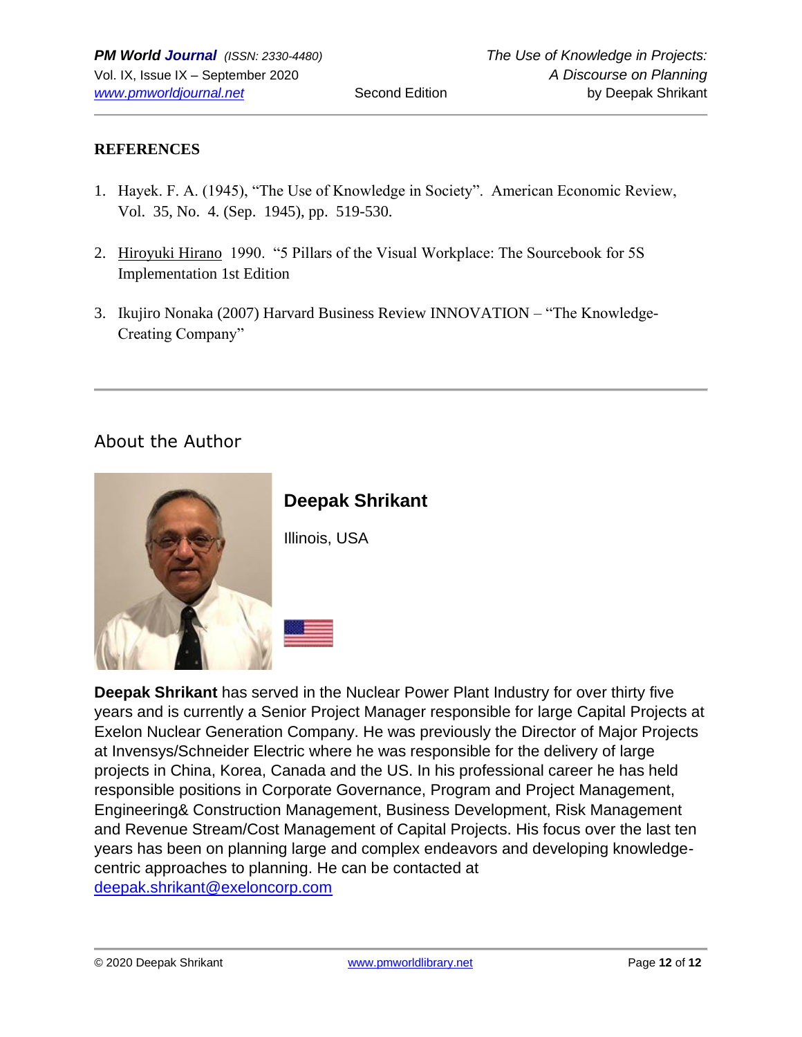## REFERENCES

1. Hayek. F. A. (1945), "The Use of Knowledge in Society". American Economic Review, Vol. 35, No. 4. (Sep. 1945), pp. 519-530.

2. Hiroyuki Hirano 1990. "5 Pillars of the Visual Workplace: The Sourcebook for 5S Implementation 1st Edition

3. Ikujiro Nonaka (2007) Harvard Business Review INNOVATION – "The Knowledge-Creating Company"

---

## About the Author

### Deepak Shrikant

Illinois, USA

**Deepak Shrikant** has served in the Nuclear Power Plant Industry for over thirty five years and is currently a Senior Project Manager responsible for large Capital Projects at Exelon Nuclear Generation Company. He was previously the Director of Major Projects at Invensys/Schneider Electric where he was responsible for the delivery of large projects in China, Korea, Canada and the US. In his professional career he has held responsible positions in Corporate Governance, Program and Project Management, Engineering& Construction Management, Business Development, Risk Management and Revenue Stream/Cost Management of Capital Projects. His focus over the last ten years has been on planning large and complex endeavors and developing knowledge-centric approaches to planning. He can be contacted at deepak.shrikant@exeloncorp.com